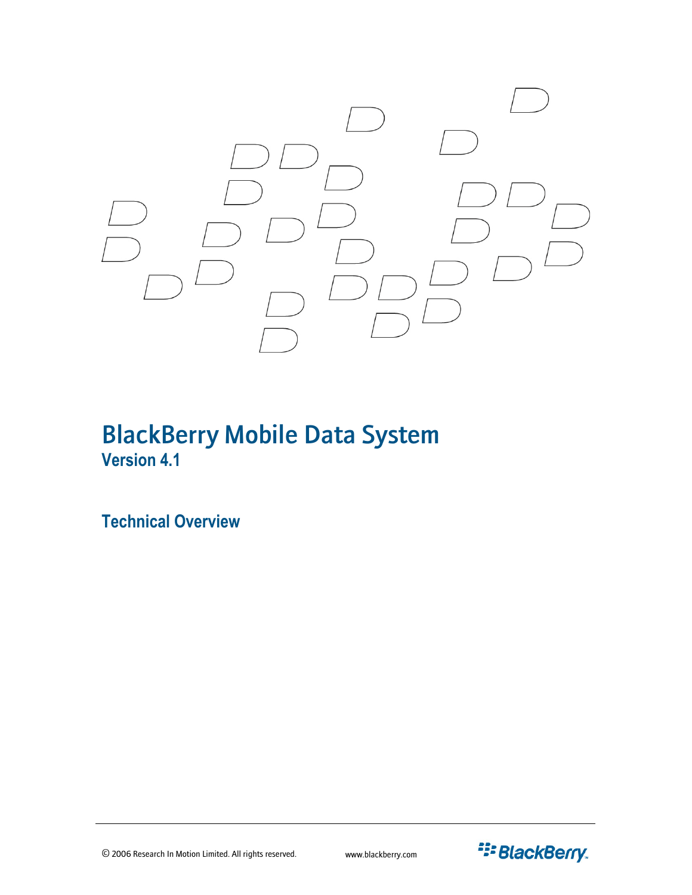# BlackBerry Mobile Data System

## Version 4.1

## Technical Overview

© 2006 Research In Motion Limited. All rights reserved. www.blackberry.com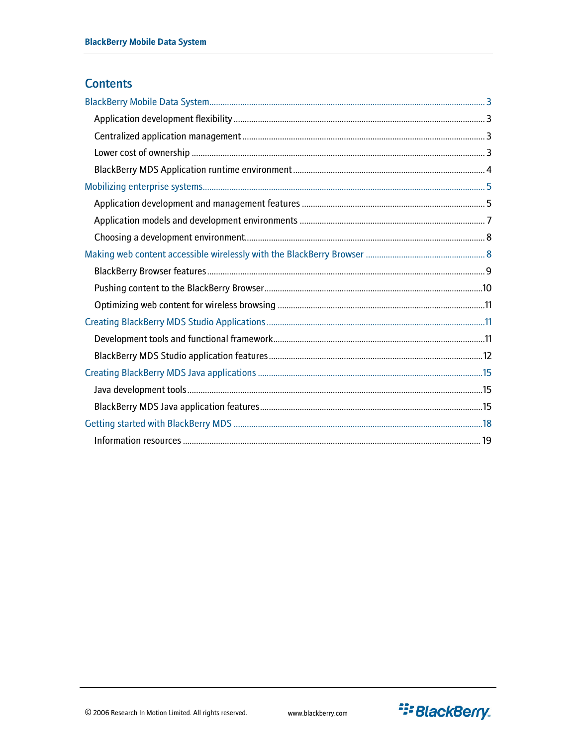## Contents

- BlackBerry Mobile Data System ..... 3
  - Application development flexibility ..... 3
  - Centralized application management ..... 3
  - Lower cost of ownership ..... 3
  - BlackBerry MDS Application runtime environment ..... 4
- Mobilizing enterprise systems ..... 5
  - Application development and management features ..... 5
  - Application models and development environments ..... 7
  - Choosing a development environment ..... 8
- Making web content accessible wirelessly with the BlackBerry Browser ..... 8
  - BlackBerry Browser features ..... 9
  - Pushing content to the BlackBerry Browser ..... 10
  - Optimizing web content for wireless browsing ..... 11
- Creating BlackBerry MDS Studio Applications ..... 11
  - Development tools and functional framework ..... 11
  - BlackBerry MDS Studio application features ..... 12
- Creating BlackBerry MDS Java applications ..... 15
  - Java development tools ..... 15
  - BlackBerry MDS Java application features ..... 15
- Getting started with BlackBerry MDS ..... 18
  - Information resources ..... 19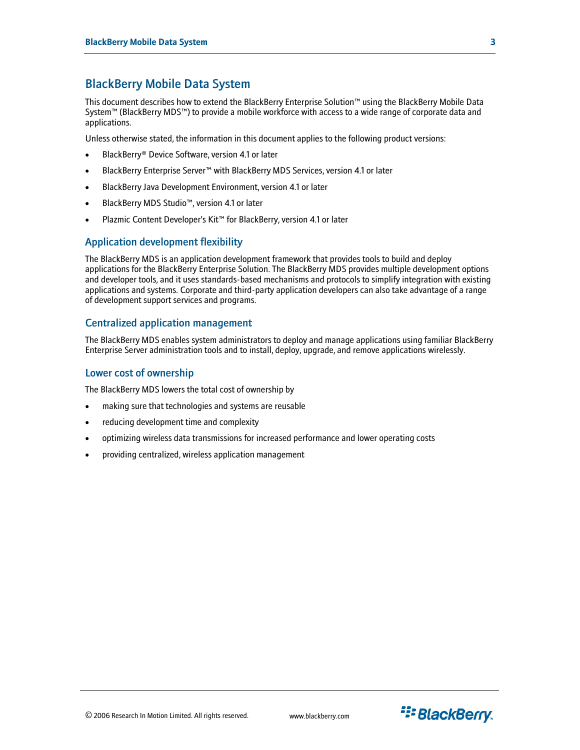# BlackBerry Mobile Data System

This document describes how to extend the BlackBerry Enterprise Solution™ using the BlackBerry Mobile Data System™ (BlackBerry MDS™) to provide a mobile workforce with access to a wide range of corporate data and applications.

Unless otherwise stated, the information in this document applies to the following product versions:

- BlackBerry® Device Software, version 4.1 or later
- BlackBerry Enterprise Server™ with BlackBerry MDS Services, version 4.1 or later
- BlackBerry Java Development Environment, version 4.1 or later
- BlackBerry MDS Studio™, version 4.1 or later
- Plazmic Content Developer's Kit™ for BlackBerry, version 4.1 or later

## Application development flexibility

The BlackBerry MDS is an application development framework that provides tools to build and deploy applications for the BlackBerry Enterprise Solution. The BlackBerry MDS provides multiple development options and developer tools, and it uses standards-based mechanisms and protocols to simplify integration with existing applications and systems. Corporate and third-party application developers can also take advantage of a range of development support services and programs.

## Centralized application management

The BlackBerry MDS enables system administrators to deploy and manage applications using familiar BlackBerry Enterprise Server administration tools and to install, deploy, upgrade, and remove applications wirelessly.

## Lower cost of ownership

The BlackBerry MDS lowers the total cost of ownership by

- making sure that technologies and systems are reusable
- reducing development time and complexity
- optimizing wireless data transmissions for increased performance and lower operating costs
- providing centralized, wireless application management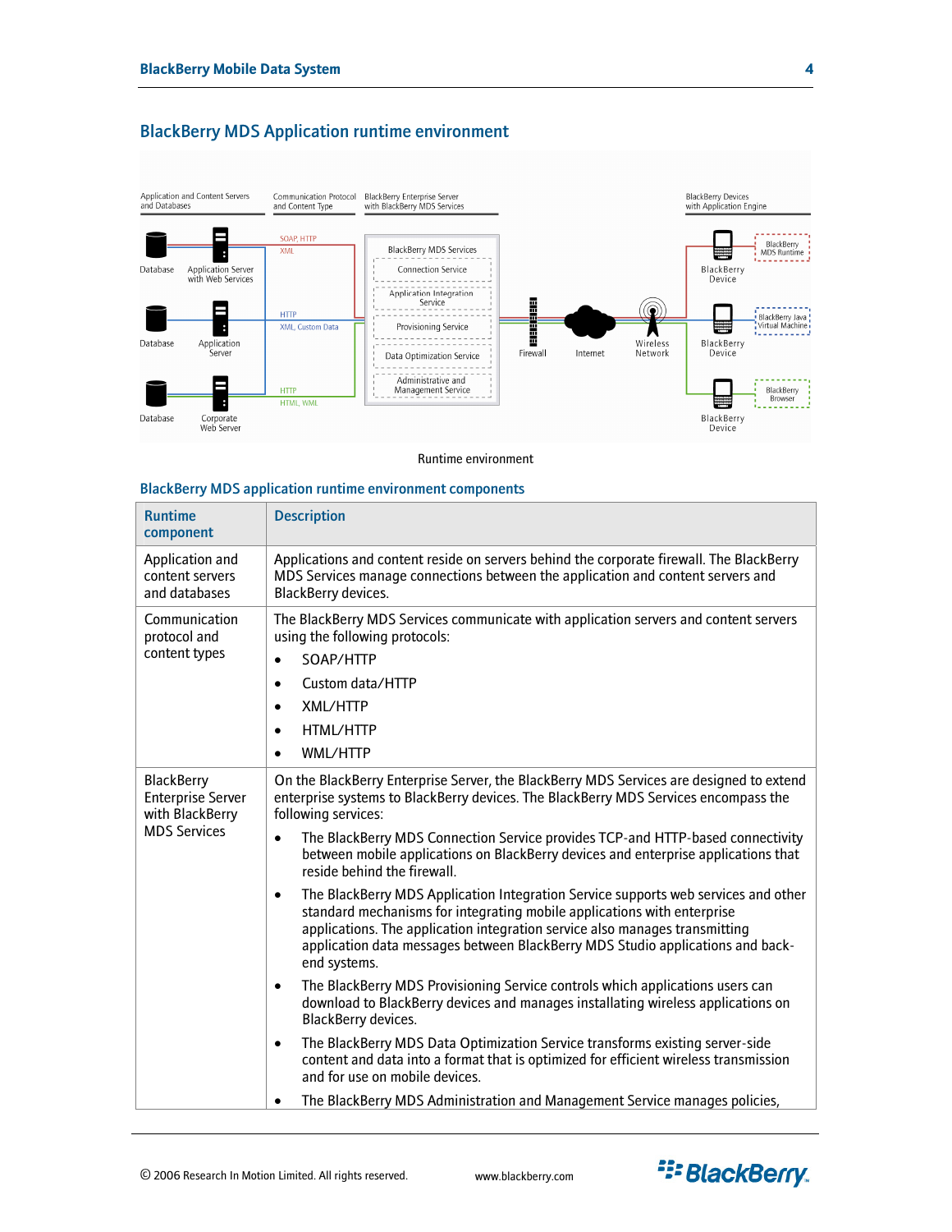## BlackBerry MDS Application runtime environment

Runtime environment

### BlackBerry MDS application runtime environment components

| Runtime component | Description |
|---|---|
| Application and content servers and databases | Applications and content reside on servers behind the corporate firewall. The BlackBerry MDS Services manage connections between the application and content servers and BlackBerry devices. |
| Communication protocol and content types | The BlackBerry MDS Services communicate with application servers and content servers using the following protocols:<br>• SOAP/HTTP<br>• Custom data/HTTP<br>• XML/HTTP<br>• HTML/HTTP<br>• WML/HTTP |
| BlackBerry Enterprise Server with BlackBerry MDS Services | On the BlackBerry Enterprise Server, the BlackBerry MDS Services are designed to extend enterprise systems to BlackBerry devices. The BlackBerry MDS Services encompass the following services:<br>• The BlackBerry MDS Connection Service provides TCP-and HTTP-based connectivity between mobile applications on BlackBerry devices and enterprise applications that reside behind the firewall.<br>• The BlackBerry MDS Application Integration Service supports web services and other standard mechanisms for integrating mobile applications with enterprise applications. The application integration service also manages transmitting application data messages between BlackBerry MDS Studio applications and back-end systems.<br>• The BlackBerry MDS Provisioning Service controls which applications users can download to BlackBerry devices and manages installating wireless applications on BlackBerry devices.<br>• The BlackBerry MDS Data Optimization Service transforms existing server-side content and data into a format that is optimized for efficient wireless transmission and for use on mobile devices.<br>• The BlackBerry MDS Administration and Management Service manages policies, |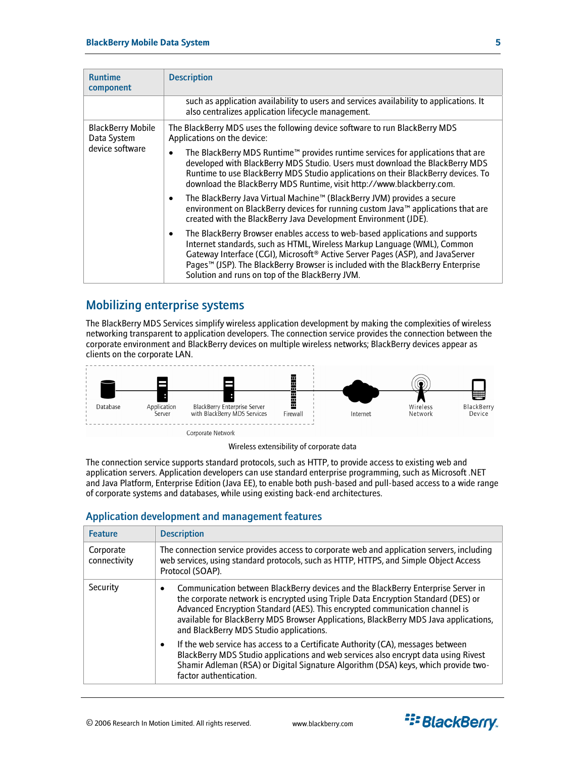| Runtime component | Description |
| --- | --- |
| | such as application availability to users and services availability to applications. It also centralizes application lifecycle management. |
| BlackBerry Mobile Data System device software | The BlackBerry MDS uses the following device software to run BlackBerry MDS Applications on the device:<br>• The BlackBerry MDS Runtime™ provides runtime services for applications that are developed with BlackBerry MDS Studio. Users must download the BlackBerry MDS Runtime to use BlackBerry MDS Studio applications on their BlackBerry devices. To download the BlackBerry MDS Runtime, visit http://www.blackberry.com.<br>• The BlackBerry Java Virtual Machine™ (BlackBerry JVM) provides a secure environment on BlackBerry devices for running custom Java™ applications that are created with the BlackBerry Java Development Environment (JDE).<br>• The BlackBerry Browser enables access to web-based applications and supports Internet standards, such as HTML, Wireless Markup Language (WML), Common Gateway Interface (CGI), Microsoft® Active Server Pages (ASP), and JavaServer Pages™ (JSP). The BlackBerry Browser is included with the BlackBerry Enterprise Solution and runs on top of the BlackBerry JVM. |

## Mobilizing enterprise systems

The BlackBerry MDS Services simplify wireless application development by making the complexities of wireless networking transparent to application developers. The connection service provides the connection between the corporate environment and BlackBerry devices on multiple wireless networks; BlackBerry devices appear as clients on the corporate LAN.

Database — Application Server — BlackBerry Enterprise Server with BlackBerry MDS Services — Firewall — Internet — Wireless Network — BlackBerry Device

Corporate Network

Wireless extensibility of corporate data

The connection service supports standard protocols, such as HTTP, to provide access to existing web and application servers. Application developers can use standard enterprise programming, such as Microsoft .NET and Java Platform, Enterprise Edition (Java EE), to enable both push-based and pull-based access to a wide range of corporate systems and databases, while using existing back-end architectures.

### Application development and management features

| Feature | Description |
| --- | --- |
| Corporate connectivity | The connection service provides access to corporate web and application servers, including web services, using standard protocols, such as HTTP, HTTPS, and Simple Object Access Protocol (SOAP). |
| Security | • Communication between BlackBerry devices and the BlackBerry Enterprise Server in the corporate network is encrypted using Triple Data Encryption Standard (DES) or Advanced Encryption Standard (AES). This encrypted communication channel is available for BlackBerry MDS Browser Applications, BlackBerry MDS Java applications, and BlackBerry MDS Studio applications.<br>• If the web service has access to a Certificate Authority (CA), messages between BlackBerry MDS Studio applications and web services also encrypt data using Rivest Shamir Adleman (RSA) or Digital Signature Algorithm (DSA) keys, which provide two-factor authentication. |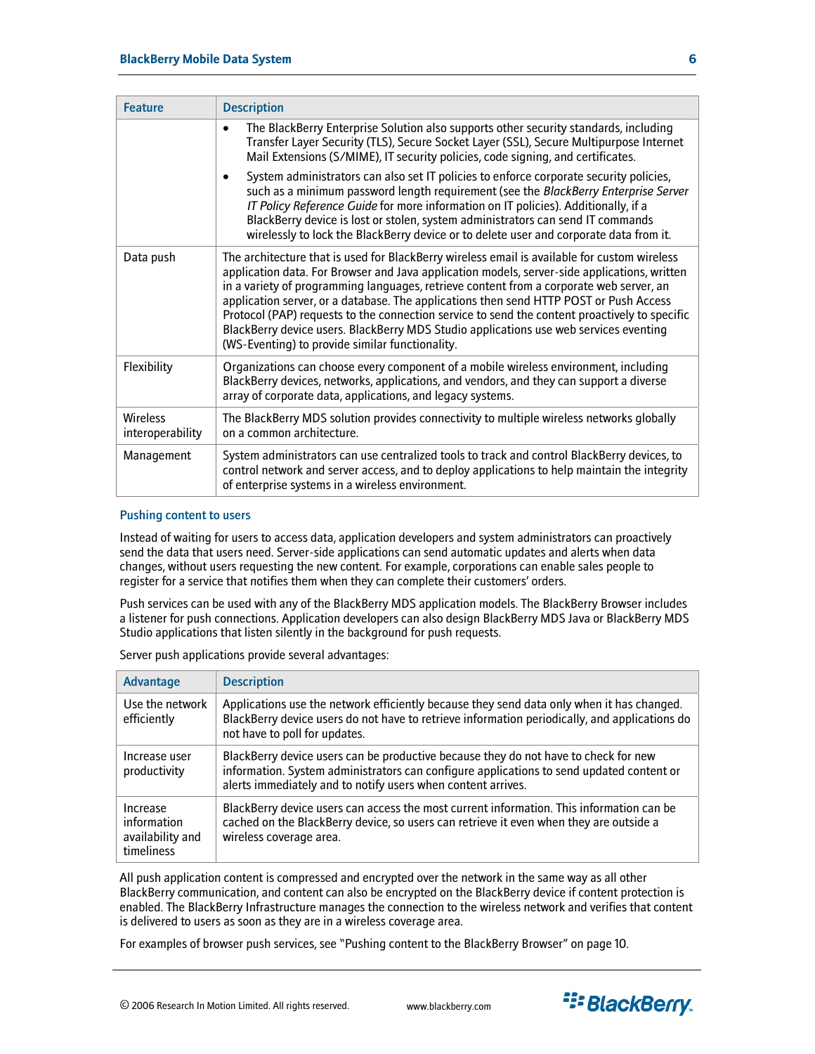| Feature | Description |
|---|---|
| | • The BlackBerry Enterprise Solution also supports other security standards, including Transfer Layer Security (TLS), Secure Socket Layer (SSL), Secure Multipurpose Internet Mail Extensions (S/MIME), IT security policies, code signing, and certificates.<br>• System administrators can also set IT policies to enforce corporate security policies, such as a minimum password length requirement (see the *BlackBerry Enterprise Server IT Policy Reference Guide* for more information on IT policies). Additionally, if a BlackBerry device is lost or stolen, system administrators can send IT commands wirelessly to lock the BlackBerry device or to delete user and corporate data from it. |
| Data push | The architecture that is used for BlackBerry wireless email is available for custom wireless application data. For Browser and Java application models, server-side applications, written in a variety of programming languages, retrieve content from a corporate web server, an application server, or a database. The applications then send HTTP POST or Push Access Protocol (PAP) requests to the connection service to send the content proactively to specific BlackBerry device users. BlackBerry MDS Studio applications use web services eventing (WS-Eventing) to provide similar functionality. |
| Flexibility | Organizations can choose every component of a mobile wireless environment, including BlackBerry devices, networks, applications, and vendors, and they can support a diverse array of corporate data, applications, and legacy systems. |
| Wireless interoperability | The BlackBerry MDS solution provides connectivity to multiple wireless networks globally on a common architecture. |
| Management | System administrators can use centralized tools to track and control BlackBerry devices, to control network and server access, and to deploy applications to help maintain the integrity of enterprise systems in a wireless environment. |

### Pushing content to users

Instead of waiting for users to access data, application developers and system administrators can proactively send the data that users need. Server-side applications can send automatic updates and alerts when data changes, without users requesting the new content. For example, corporations can enable sales people to register for a service that notifies them when they can complete their customers' orders.

Push services can be used with any of the BlackBerry MDS application models. The BlackBerry Browser includes a listener for push connections. Application developers can also design BlackBerry MDS Java or BlackBerry MDS Studio applications that listen silently in the background for push requests.

Server push applications provide several advantages:

| Advantage | Description |
|---|---|
| Use the network efficiently | Applications use the network efficiently because they send data only when it has changed. BlackBerry device users do not have to retrieve information periodically, and applications do not have to poll for updates. |
| Increase user productivity | BlackBerry device users can be productive because they do not have to check for new information. System administrators can configure applications to send updated content or alerts immediately and to notify users when content arrives. |
| Increase information availability and timeliness | BlackBerry device users can access the most current information. This information can be cached on the BlackBerry device, so users can retrieve it even when they are outside a wireless coverage area. |

All push application content is compressed and encrypted over the network in the same way as all other BlackBerry communication, and content can also be encrypted on the BlackBerry device if content protection is enabled. The BlackBerry Infrastructure manages the connection to the wireless network and verifies that content is delivered to users as soon as they are in a wireless coverage area.

For examples of browser push services, see "Pushing content to the BlackBerry Browser" on page 10.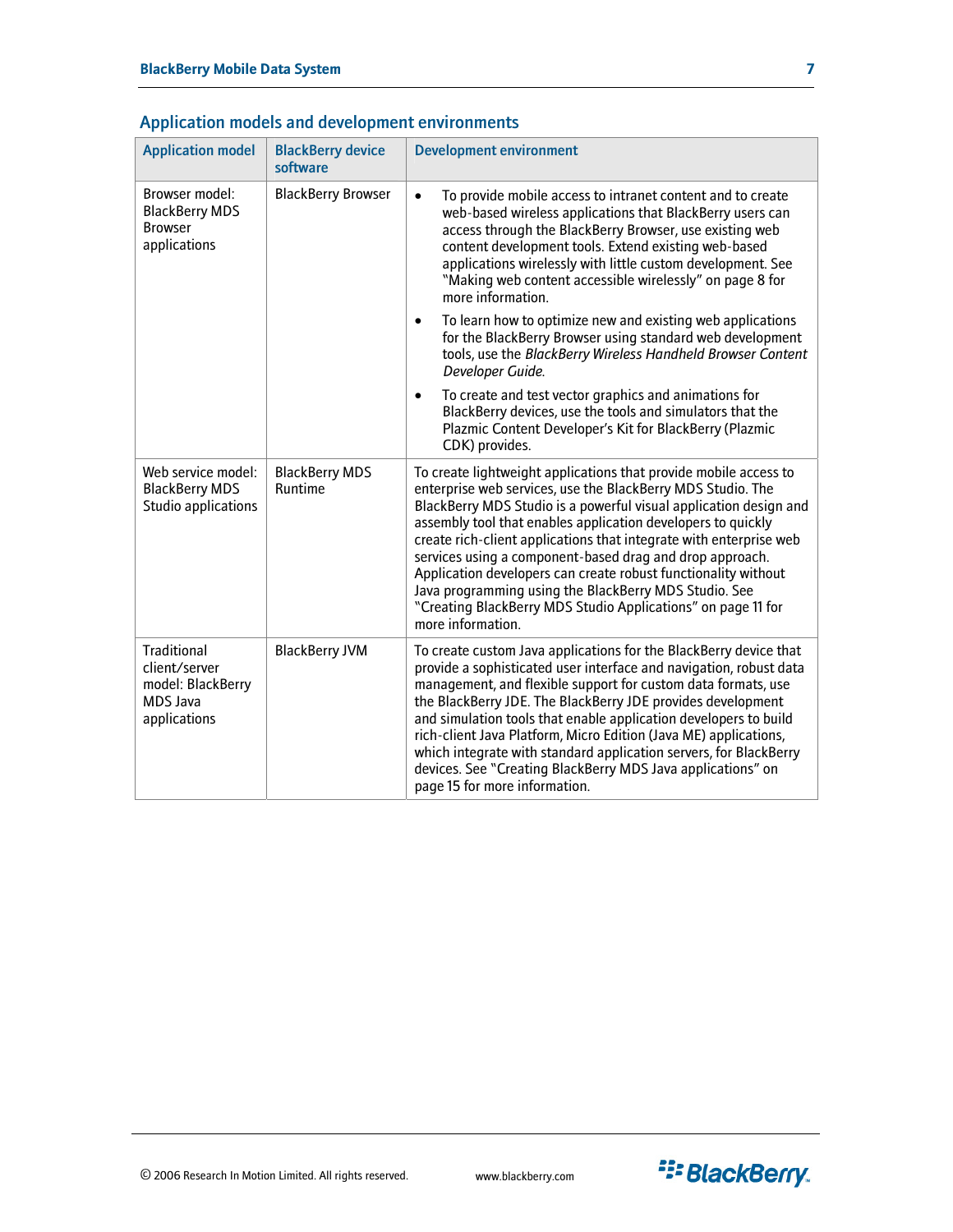## Application models and development environments

| Application model | BlackBerry device software | Development environment |
|---|---|---|
| Browser model: BlackBerry MDS Browser applications | BlackBerry Browser | • To provide mobile access to intranet content and to create web-based wireless applications that BlackBerry users can access through the BlackBerry Browser, use existing web content development tools. Extend existing web-based applications wirelessly with little custom development. See "Making web content accessible wirelessly" on page 8 for more information.<br>• To learn how to optimize new and existing web applications for the BlackBerry Browser using standard web development tools, use the *BlackBerry Wireless Handheld Browser Content Developer Guide*.<br>• To create and test vector graphics and animations for BlackBerry devices, use the tools and simulators that the Plazmic Content Developer's Kit for BlackBerry (Plazmic CDK) provides. |
| Web service model: BlackBerry MDS Studio applications | BlackBerry MDS Runtime | To create lightweight applications that provide mobile access to enterprise web services, use the BlackBerry MDS Studio. The BlackBerry MDS Studio is a powerful visual application design and assembly tool that enables application developers to quickly create rich-client applications that integrate with enterprise web services using a component-based drag and drop approach. Application developers can create robust functionality without Java programming using the BlackBerry MDS Studio. See "Creating BlackBerry MDS Studio Applications" on page 11 for more information. |
| Traditional client/server model: BlackBerry MDS Java applications | BlackBerry JVM | To create custom Java applications for the BlackBerry device that provide a sophisticated user interface and navigation, robust data management, and flexible support for custom data formats, use the BlackBerry JDE. The BlackBerry JDE provides development and simulation tools that enable application developers to build rich-client Java Platform, Micro Edition (Java ME) applications, which integrate with standard application servers, for BlackBerry devices. See "Creating BlackBerry MDS Java applications" on page 15 for more information. |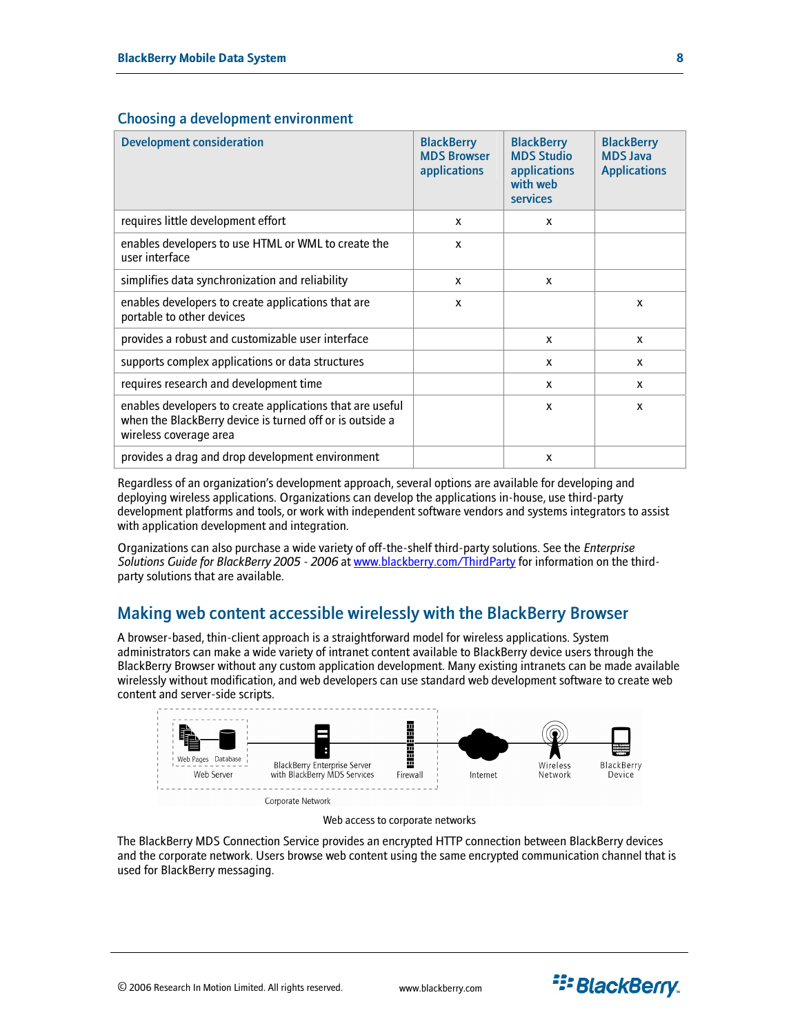## Choosing a development environment

| Development consideration | BlackBerry MDS Browser applications | BlackBerry MDS Studio applications with web services | BlackBerry MDS Java Applications |
|---|---|---|---|
| requires little development effort | x | x | |
| enables developers to use HTML or WML to create the user interface | x | | |
| simplifies data synchronization and reliability | x | x | |
| enables developers to create applications that are portable to other devices | x | | x |
| provides a robust and customizable user interface | | x | x |
| supports complex applications or data structures | | x | x |
| requires research and development time | | x | x |
| enables developers to create applications that are useful when the BlackBerry device is turned off or is outside a wireless coverage area | | x | x |
| provides a drag and drop development environment | | x | |

Regardless of an organization's development approach, several options are available for developing and deploying wireless applications. Organizations can develop the applications in-house, use third-party development platforms and tools, or work with independent software vendors and systems integrators to assist with application development and integration.

Organizations can also purchase a wide variety of off-the-shelf third-party solutions. See the *Enterprise Solutions Guide for BlackBerry 2005 - 2006* at www.blackberry.com/ThirdParty for information on the third-party solutions that are available.

## Making web content accessible wirelessly with the BlackBerry Browser

A browser-based, thin-client approach is a straightforward model for wireless applications. System administrators can make a wide variety of intranet content available to BlackBerry device users through the BlackBerry Browser without any custom application development. Many existing intranets can be made available wirelessly without modification, and web developers can use standard web development software to create web content and server-side scripts.

Web Pages Database Web Server | BlackBerry Enterprise Server with BlackBerry MDS Services | Firewall | Internet | Wireless Network | BlackBerry Device | Corporate Network

Web access to corporate networks

The BlackBerry MDS Connection Service provides an encrypted HTTP connection between BlackBerry devices and the corporate network. Users browse web content using the same encrypted communication channel that is used for BlackBerry messaging.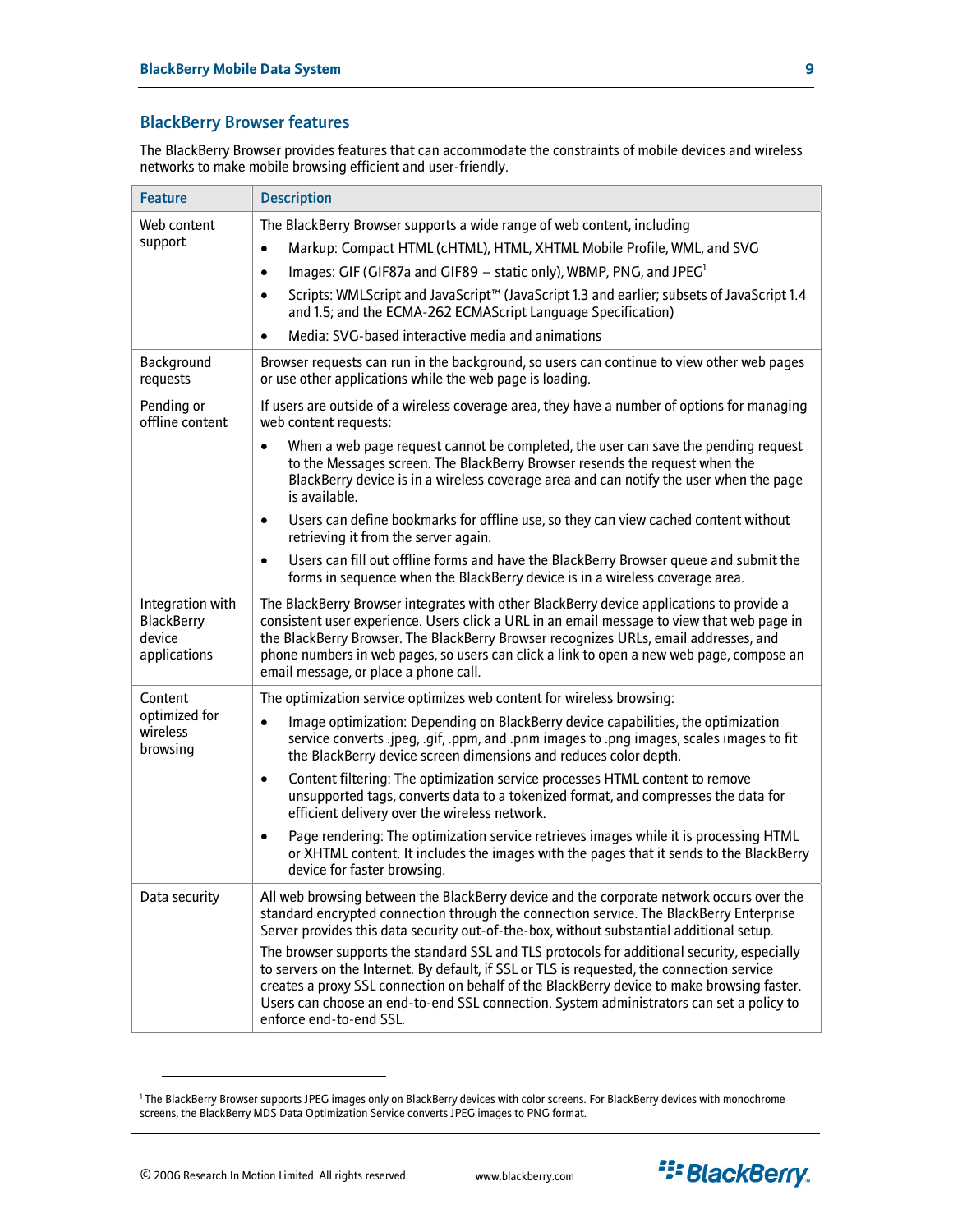## BlackBerry Browser features

The BlackBerry Browser provides features that can accommodate the constraints of mobile devices and wireless networks to make mobile browsing efficient and user-friendly.

| Feature | Description |
|---|---|
| Web content support | The BlackBerry Browser supports a wide range of web content, including<br>• Markup: Compact HTML (cHTML), HTML, XHTML Mobile Profile, WML, and SVG<br>• Images: GIF (GIF87a and GIF89 – static only), WBMP, PNG, and JPEG[1]<br>• Scripts: WMLScript and JavaScript™ (JavaScript 1.3 and earlier; subsets of JavaScript 1.4 and 1.5; and the ECMA-262 ECMAScript Language Specification)<br>• Media: SVG-based interactive media and animations |
| Background requests | Browser requests can run in the background, so users can continue to view other web pages or use other applications while the web page is loading. |
| Pending or offline content | If users are outside of a wireless coverage area, they have a number of options for managing web content requests:<br>• When a web page request cannot be completed, the user can save the pending request to the Messages screen. The BlackBerry Browser resends the request when the BlackBerry device is in a wireless coverage area and can notify the user when the page is available.<br>• Users can define bookmarks for offline use, so they can view cached content without retrieving it from the server again.<br>• Users can fill out offline forms and have the BlackBerry Browser queue and submit the forms in sequence when the BlackBerry device is in a wireless coverage area. |
| Integration with BlackBerry device applications | The BlackBerry Browser integrates with other BlackBerry device applications to provide a consistent user experience. Users click a URL in an email message to view that web page in the BlackBerry Browser. The BlackBerry Browser recognizes URLs, email addresses, and phone numbers in web pages, so users can click a link to open a new web page, compose an email message, or place a phone call. |
| Content optimized for wireless browsing | The optimization service optimizes web content for wireless browsing:<br>• Image optimization: Depending on BlackBerry device capabilities, the optimization service converts .jpeg, .gif, .ppm, and .pnm images to .png images, scales images to fit the BlackBerry device screen dimensions and reduces color depth.<br>• Content filtering: The optimization service processes HTML content to remove unsupported tags, converts data to a tokenized format, and compresses the data for efficient delivery over the wireless network.<br>• Page rendering: The optimization service retrieves images while it is processing HTML or XHTML content. It includes the images with the pages that it sends to the BlackBerry device for faster browsing. |
| Data security | All web browsing between the BlackBerry device and the corporate network occurs over the standard encrypted connection through the connection service. The BlackBerry Enterprise Server provides this data security out-of-the-box, without substantial additional setup.<br>The browser supports the standard SSL and TLS protocols for additional security, especially to servers on the Internet. By default, if SSL or TLS is requested, the connection service creates a proxy SSL connection on behalf of the BlackBerry device to make browsing faster. Users can choose an end-to-end SSL connection. System administrators can set a policy to enforce end-to-end SSL. |

[1] The BlackBerry Browser supports JPEG images only on BlackBerry devices with color screens. For BlackBerry devices with monochrome screens, the BlackBerry MDS Data Optimization Service converts JPEG images to PNG format.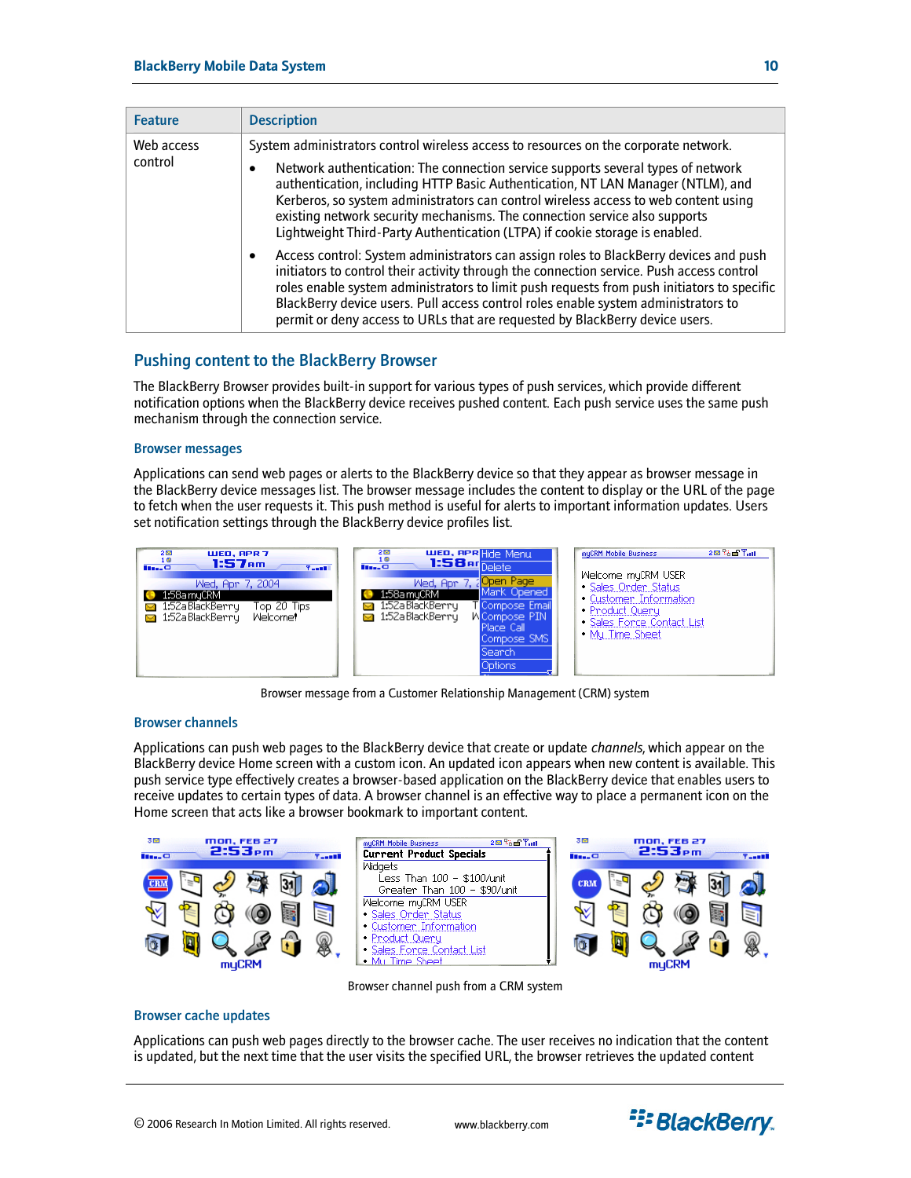| Feature | Description |
| --- | --- |
| Web access control | System administrators control wireless access to resources on the corporate network.<br>• Network authentication: The connection service supports several types of network authentication, including HTTP Basic Authentication, NT LAN Manager (NTLM), and Kerberos, so system administrators can control wireless access to web content using existing network security mechanisms. The connection service also supports Lightweight Third-Party Authentication (LTPA) if cookie storage is enabled.<br>• Access control: System administrators can assign roles to BlackBerry devices and push initiators to control their activity through the connection service. Push access control roles enable system administrators to limit push requests from push initiators to specific BlackBerry device users. Pull access control roles enable system administrators to permit or deny access to URLs that are requested by BlackBerry device users. |

## Pushing content to the BlackBerry Browser

The BlackBerry Browser provides built-in support for various types of push services, which provide different notification options when the BlackBerry device receives pushed content. Each push service uses the same push mechanism through the connection service.

### Browser messages

Applications can send web pages or alerts to the BlackBerry device so that they appear as browser message in the BlackBerry device messages list. The browser message includes the content to display or the URL of the page to fetch when the user requests it. This push method is useful for alerts to important information updates. Users set notification settings through the BlackBerry device profiles list.

Browser message from a Customer Relationship Management (CRM) system

### Browser channels

Applications can push web pages to the BlackBerry device that create or update *channels*, which appear on the BlackBerry device Home screen with a custom icon. An updated icon appears when new content is available. This push service type effectively creates a browser-based application on the BlackBerry device that enables users to receive updates to certain types of data. A browser channel is an effective way to place a permanent icon on the Home screen that acts like a browser bookmark to important content.

Browser channel push from a CRM system

### Browser cache updates

Applications can push web pages directly to the browser cache. The user receives no indication that the content is updated, but the next time that the user visits the specified URL, the browser retrieves the updated content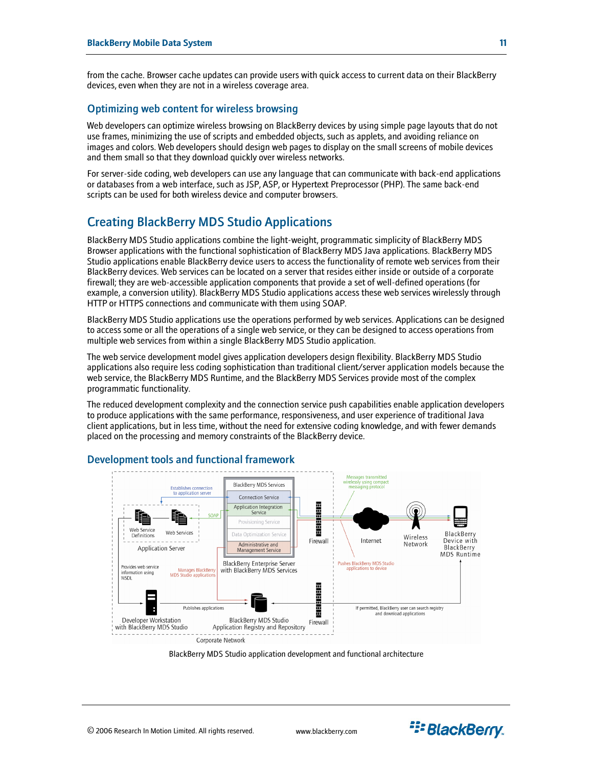from the cache. Browser cache updates can provide users with quick access to current data on their BlackBerry devices, even when they are not in a wireless coverage area.

### Optimizing web content for wireless browsing

Web developers can optimize wireless browsing on BlackBerry devices by using simple page layouts that do not use frames, minimizing the use of scripts and embedded objects, such as applets, and avoiding reliance on images and colors. Web developers should design web pages to display on the small screens of mobile devices and them small so that they download quickly over wireless networks.

For server-side coding, web developers can use any language that can communicate with back-end applications or databases from a web interface, such as JSP, ASP, or Hypertext Preprocessor (PHP). The same back-end scripts can be used for both wireless device and computer browsers.

## Creating BlackBerry MDS Studio Applications

BlackBerry MDS Studio applications combine the light-weight, programmatic simplicity of BlackBerry MDS Browser applications with the functional sophistication of BlackBerry MDS Java applications. BlackBerry MDS Studio applications enable BlackBerry device users to access the functionality of remote web services from their BlackBerry devices. Web services can be located on a server that resides either inside or outside of a corporate firewall; they are web-accessible application components that provide a set of well-defined operations (for example, a conversion utility). BlackBerry MDS Studio applications access these web services wirelessly through HTTP or HTTPS connections and communicate with them using SOAP.

BlackBerry MDS Studio applications use the operations performed by web services. Applications can be designed to access some or all the operations of a single web service, or they can be designed to access operations from multiple web services from within a single BlackBerry MDS Studio application.

The web service development model gives application developers design flexibility. BlackBerry MDS Studio applications also require less coding sophistication than traditional client/server application models because the web service, the BlackBerry MDS Runtime, and the BlackBerry MDS Services provide most of the complex programmatic functionality.

The reduced development complexity and the connection service push capabilities enable application developers to produce applications with the same performance, responsiveness, and user experience of traditional Java client applications, but in less time, without the need for extensive coding knowledge, and with fewer demands placed on the processing and memory constraints of the BlackBerry device.

### Development tools and functional framework

BlackBerry MDS Studio application development and functional architecture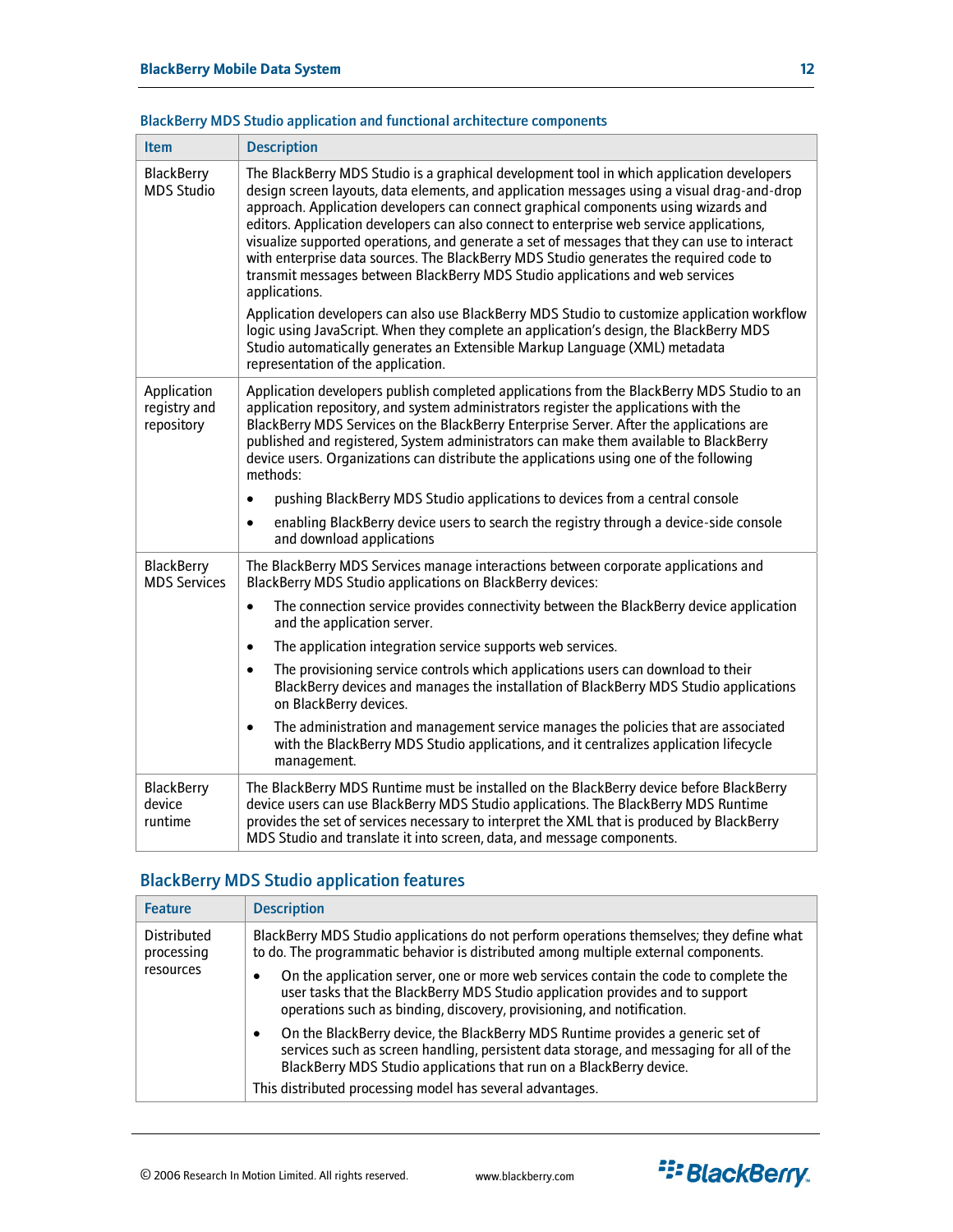### BlackBerry MDS Studio application and functional architecture components

| Item | Description |
| --- | --- |
| BlackBerry MDS Studio | The BlackBerry MDS Studio is a graphical development tool in which application developers design screen layouts, data elements, and application messages using a visual drag-and-drop approach. Application developers can connect graphical components using wizards and editors. Application developers can also connect to enterprise web service applications, visualize supported operations, and generate a set of messages that they can use to interact with enterprise data sources. The BlackBerry MDS Studio generates the required code to transmit messages between BlackBerry MDS Studio applications and web services applications.<br><br>Application developers can also use BlackBerry MDS Studio to customize application workflow logic using JavaScript. When they complete an application's design, the BlackBerry MDS Studio automatically generates an Extensible Markup Language (XML) metadata representation of the application. |
| Application registry and repository | Application developers publish completed applications from the BlackBerry MDS Studio to an application repository, and system administrators register the applications with the BlackBerry MDS Services on the BlackBerry Enterprise Server. After the applications are published and registered, System administrators can make them available to BlackBerry device users. Organizations can distribute the applications using one of the following methods:<br>• pushing BlackBerry MDS Studio applications to devices from a central console<br>• enabling BlackBerry device users to search the registry through a device-side console and download applications |
| BlackBerry MDS Services | The BlackBerry MDS Services manage interactions between corporate applications and BlackBerry MDS Studio applications on BlackBerry devices:<br>• The connection service provides connectivity between the BlackBerry device application and the application server.<br>• The application integration service supports web services.<br>• The provisioning service controls which applications users can download to their BlackBerry devices and manages the installation of BlackBerry MDS Studio applications on BlackBerry devices.<br>• The administration and management service manages the policies that are associated with the BlackBerry MDS Studio applications, and it centralizes application lifecycle management. |
| BlackBerry device runtime | The BlackBerry MDS Runtime must be installed on the BlackBerry device before BlackBerry device users can use BlackBerry MDS Studio applications. The BlackBerry MDS Runtime provides the set of services necessary to interpret the XML that is produced by BlackBerry MDS Studio and translate it into screen, data, and message components. |

## BlackBerry MDS Studio application features

| Feature | Description |
| --- | --- |
| Distributed processing resources | BlackBerry MDS Studio applications do not perform operations themselves; they define what to do. The programmatic behavior is distributed among multiple external components.<br>• On the application server, one or more web services contain the code to complete the user tasks that the BlackBerry MDS Studio application provides and to support operations such as binding, discovery, provisioning, and notification.<br>• On the BlackBerry device, the BlackBerry MDS Runtime provides a generic set of services such as screen handling, persistent data storage, and messaging for all of the BlackBerry MDS Studio applications that run on a BlackBerry device.<br>This distributed processing model has several advantages. |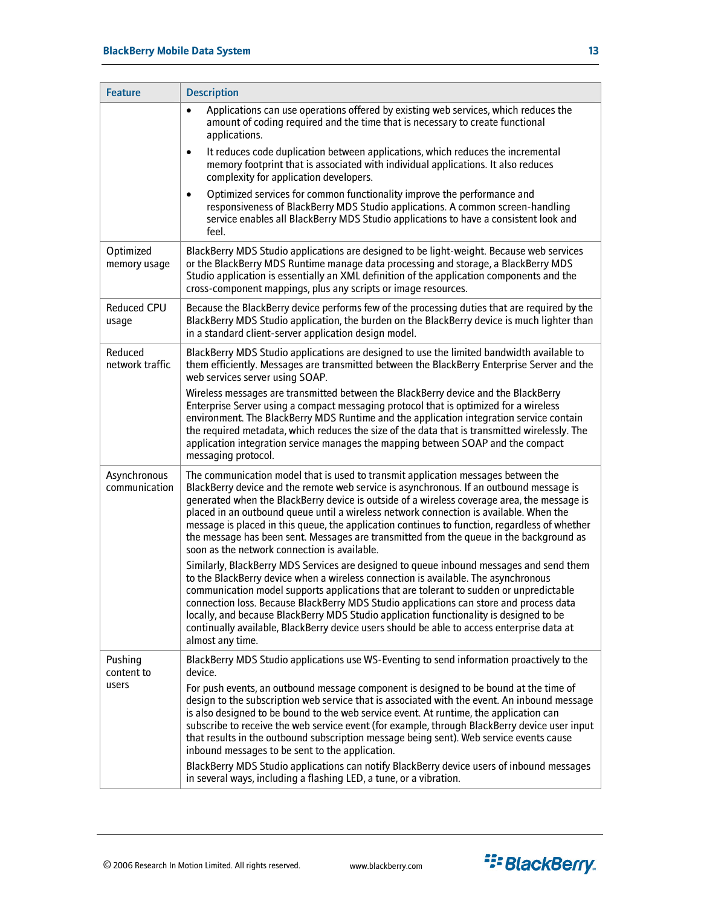| Feature | Description |
|---|---|
| | • Applications can use operations offered by existing web services, which reduces the amount of coding required and the time that is necessary to create functional applications.<br>• It reduces code duplication between applications, which reduces the incremental memory footprint that is associated with individual applications. It also reduces complexity for application developers.<br>• Optimized services for common functionality improve the performance and responsiveness of BlackBerry MDS Studio applications. A common screen-handling service enables all BlackBerry MDS Studio applications to have a consistent look and feel. |
| Optimized memory usage | BlackBerry MDS Studio applications are designed to be light-weight. Because web services or the BlackBerry MDS Runtime manage data processing and storage, a BlackBerry MDS Studio application is essentially an XML definition of the application components and the cross-component mappings, plus any scripts or image resources. |
| Reduced CPU usage | Because the BlackBerry device performs few of the processing duties that are required by the BlackBerry MDS Studio application, the burden on the BlackBerry device is much lighter than in a standard client-server application design model. |
| Reduced network traffic | BlackBerry MDS Studio applications are designed to use the limited bandwidth available to them efficiently. Messages are transmitted between the BlackBerry Enterprise Server and the web services server using SOAP.<br>Wireless messages are transmitted between the BlackBerry device and the BlackBerry Enterprise Server using a compact messaging protocol that is optimized for a wireless environment. The BlackBerry MDS Runtime and the application integration service contain the required metadata, which reduces the size of the data that is transmitted wirelessly. The application integration service manages the mapping between SOAP and the compact messaging protocol. |
| Asynchronous communication | The communication model that is used to transmit application messages between the BlackBerry device and the remote web service is asynchronous. If an outbound message is generated when the BlackBerry device is outside of a wireless coverage area, the message is placed in an outbound queue until a wireless network connection is available. When the message is placed in this queue, the application continues to function, regardless of whether the message has been sent. Messages are transmitted from the queue in the background as soon as the network connection is available.<br>Similarly, BlackBerry MDS Services are designed to queue inbound messages and send them to the BlackBerry device when a wireless connection is available. The asynchronous communication model supports applications that are tolerant to sudden or unpredictable connection loss. Because BlackBerry MDS Studio applications can store and process data locally, and because BlackBerry MDS Studio application functionality is designed to be continually available, BlackBerry device users should be able to access enterprise data at almost any time. |
| Pushing content to users | BlackBerry MDS Studio applications use WS-Eventing to send information proactively to the device.<br>For push events, an outbound message component is designed to be bound at the time of design to the subscription web service that is associated with the event. An inbound message is also designed to be bound to the web service event. At runtime, the application can subscribe to receive the web service event (for example, through BlackBerry device user input that results in the outbound subscription message being sent). Web service events cause inbound messages to be sent to the application.<br>BlackBerry MDS Studio applications can notify BlackBerry device users of inbound messages in several ways, including a flashing LED, a tune, or a vibration. |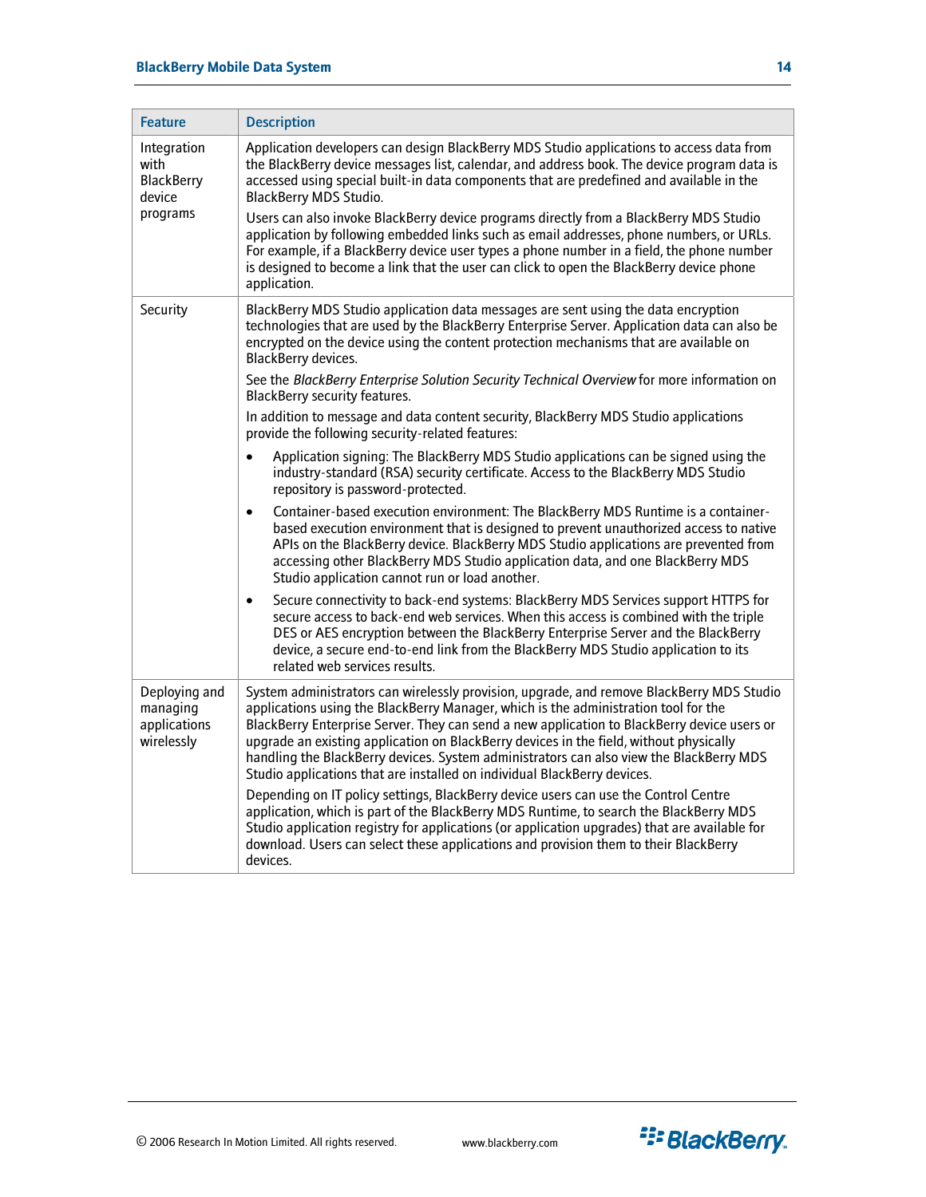| Feature | Description |
|---|---|
| Integration with BlackBerry device programs | Application developers can design BlackBerry MDS Studio applications to access data from the BlackBerry device messages list, calendar, and address book. The device program data is accessed using special built-in data components that are predefined and available in the BlackBerry MDS Studio.<br><br>Users can also invoke BlackBerry device programs directly from a BlackBerry MDS Studio application by following embedded links such as email addresses, phone numbers, or URLs. For example, if a BlackBerry device user types a phone number in a field, the phone number is designed to become a link that the user can click to open the BlackBerry device phone application. |
| Security | BlackBerry MDS Studio application data messages are sent using the data encryption technologies that are used by the BlackBerry Enterprise Server. Application data can also be encrypted on the device using the content protection mechanisms that are available on BlackBerry devices.<br><br>See the *BlackBerry Enterprise Solution Security Technical Overview* for more information on BlackBerry security features.<br><br>In addition to message and data content security, BlackBerry MDS Studio applications provide the following security-related features:<br><br>• Application signing: The BlackBerry MDS Studio applications can be signed using the industry-standard (RSA) security certificate. Access to the BlackBerry MDS Studio repository is password-protected.<br><br>• Container-based execution environment: The BlackBerry MDS Runtime is a container-based execution environment that is designed to prevent unauthorized access to native APIs on the BlackBerry device. BlackBerry MDS Studio applications are prevented from accessing other BlackBerry MDS Studio application data, and one BlackBerry MDS Studio application cannot run or load another.<br><br>• Secure connectivity to back-end systems: BlackBerry MDS Services support HTTPS for secure access to back-end web services. When this access is combined with the triple DES or AES encryption between the BlackBerry Enterprise Server and the BlackBerry device, a secure end-to-end link from the BlackBerry MDS Studio application to its related web services results. |
| Deploying and managing applications wirelessly | System administrators can wirelessly provision, upgrade, and remove BlackBerry MDS Studio applications using the BlackBerry Manager, which is the administration tool for the BlackBerry Enterprise Server. They can send a new application to BlackBerry device users or upgrade an existing application on BlackBerry devices in the field, without physically handling the BlackBerry devices. System administrators can also view the BlackBerry MDS Studio applications that are installed on individual BlackBerry devices.<br><br>Depending on IT policy settings, BlackBerry device users can use the Control Centre application, which is part of the BlackBerry MDS Runtime, to search the BlackBerry MDS Studio application registry for applications (or application upgrades) that are available for download. Users can select these applications and provision them to their BlackBerry devices. |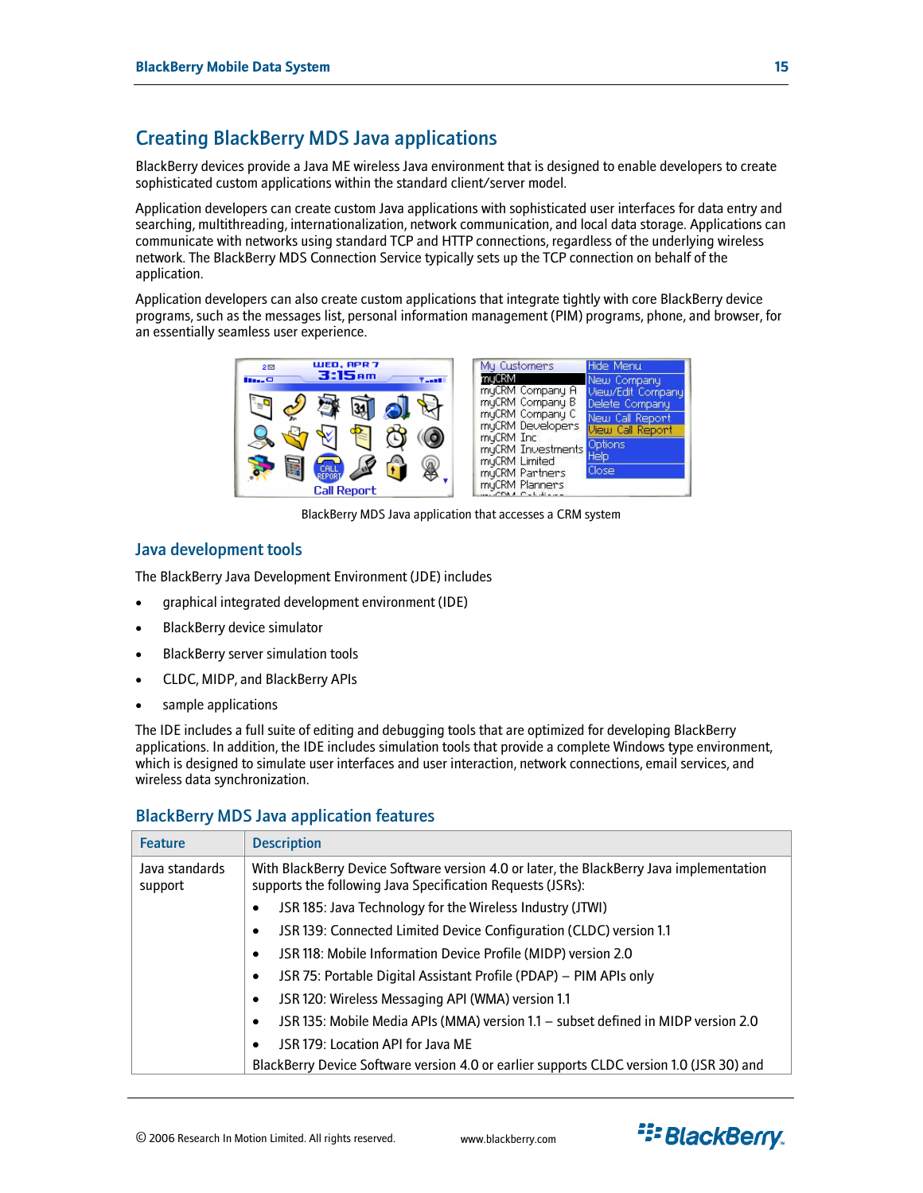## Creating BlackBerry MDS Java applications

BlackBerry devices provide a Java ME wireless Java environment that is designed to enable developers to create sophisticated custom applications within the standard client/server model.

Application developers can create custom Java applications with sophisticated user interfaces for data entry and searching, multithreading, internationalization, network communication, and local data storage. Applications can communicate with networks using standard TCP and HTTP connections, regardless of the underlying wireless network. The BlackBerry MDS Connection Service typically sets up the TCP connection on behalf of the application.

Application developers can also create custom applications that integrate tightly with core BlackBerry device programs, such as the messages list, personal information management (PIM) programs, phone, and browser, for an essentially seamless user experience.

BlackBerry MDS Java application that accesses a CRM system

### Java development tools

The BlackBerry Java Development Environment (JDE) includes

- graphical integrated development environment (IDE)
- BlackBerry device simulator
- BlackBerry server simulation tools
- CLDC, MIDP, and BlackBerry APIs
- sample applications

The IDE includes a full suite of editing and debugging tools that are optimized for developing BlackBerry applications. In addition, the IDE includes simulation tools that provide a complete Windows type environment, which is designed to simulate user interfaces and user interaction, network connections, email services, and wireless data synchronization.

### BlackBerry MDS Java application features

| Feature | Description |
|---|---|
| Java standards support | With BlackBerry Device Software version 4.0 or later, the BlackBerry Java implementation supports the following Java Specification Requests (JSRs):<br>• JSR 185: Java Technology for the Wireless Industry (JTWI)<br>• JSR 139: Connected Limited Device Configuration (CLDC) version 1.1<br>• JSR 118: Mobile Information Device Profile (MIDP) version 2.0<br>• JSR 75: Portable Digital Assistant Profile (PDAP) – PIM APIs only<br>• JSR 120: Wireless Messaging API (WMA) version 1.1<br>• JSR 135: Mobile Media APIs (MMA) version 1.1 – subset defined in MIDP version 2.0<br>• JSR 179: Location API for Java ME<br>BlackBerry Device Software version 4.0 or earlier supports CLDC version 1.0 (JSR 30) and |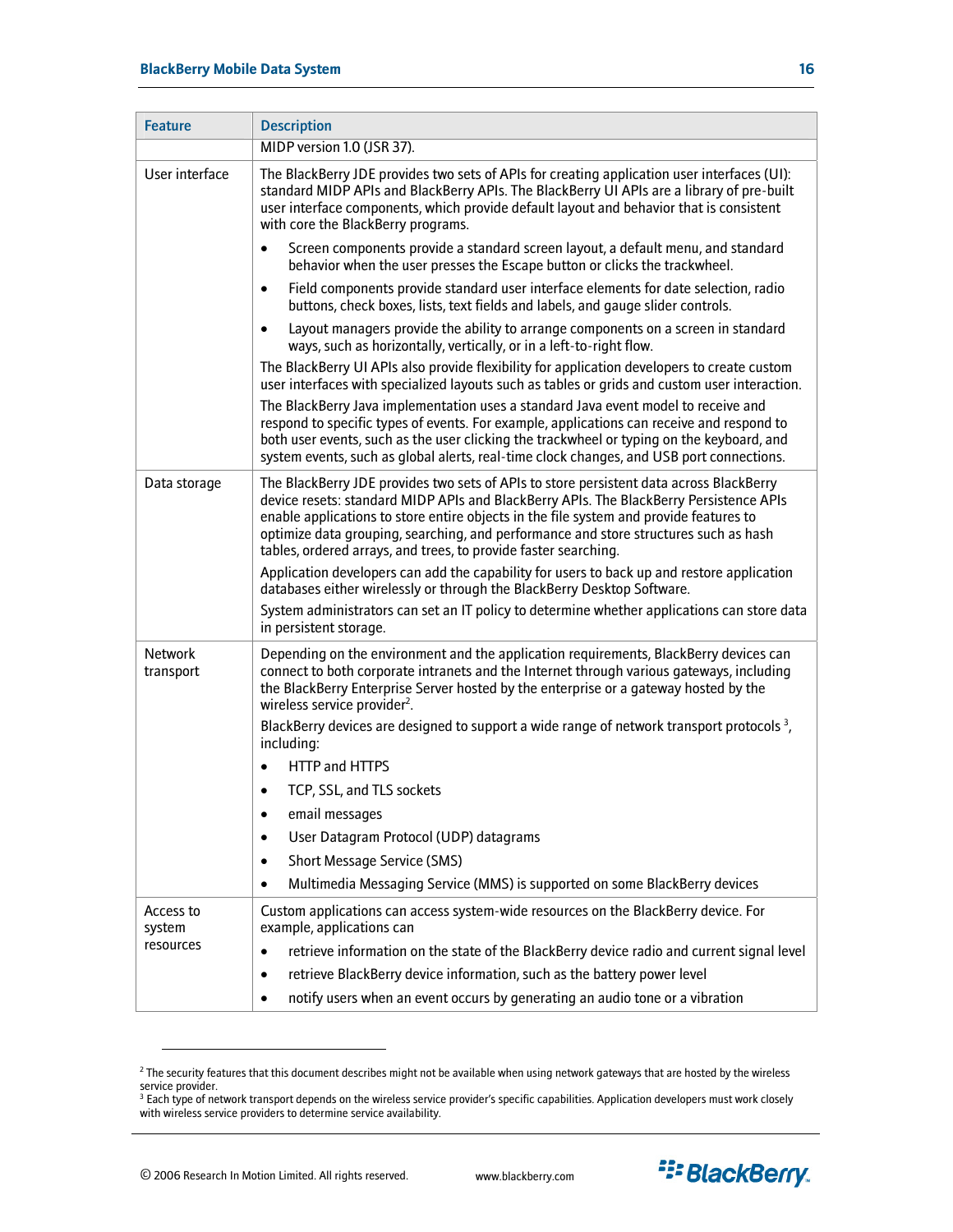| Feature | Description |
|---|---|
| | MIDP version 1.0 (JSR 37). |
| User interface | The BlackBerry JDE provides two sets of APIs for creating application user interfaces (UI): standard MIDP APIs and BlackBerry APIs. The BlackBerry UI APIs are a library of pre-built user interface components, which provide default layout and behavior that is consistent with core the BlackBerry programs.<br>• Screen components provide a standard screen layout, a default menu, and standard behavior when the user presses the Escape button or clicks the trackwheel.<br>• Field components provide standard user interface elements for date selection, radio buttons, check boxes, lists, text fields and labels, and gauge slider controls.<br>• Layout managers provide the ability to arrange components on a screen in standard ways, such as horizontally, vertically, or in a left-to-right flow.<br>The BlackBerry UI APIs also provide flexibility for application developers to create custom user interfaces with specialized layouts such as tables or grids and custom user interaction.<br>The BlackBerry Java implementation uses a standard Java event model to receive and respond to specific types of events. For example, applications can receive and respond to both user events, such as the user clicking the trackwheel or typing on the keyboard, and system events, such as global alerts, real-time clock changes, and USB port connections. |
| Data storage | The BlackBerry JDE provides two sets of APIs to store persistent data across BlackBerry device resets: standard MIDP APIs and BlackBerry APIs. The BlackBerry Persistence APIs enable applications to store entire objects in the file system and provide features to optimize data grouping, searching, and performance and store structures such as hash tables, ordered arrays, and trees, to provide faster searching.<br>Application developers can add the capability for users to back up and restore application databases either wirelessly or through the BlackBerry Desktop Software.<br>System administrators can set an IT policy to determine whether applications can store data in persistent storage. |
| Network transport | Depending on the environment and the application requirements, BlackBerry devices can connect to both corporate intranets and the Internet through various gateways, including the BlackBerry Enterprise Server hosted by the enterprise or a gateway hosted by the wireless service provider[2].<br>BlackBerry devices are designed to support a wide range of network transport protocols [3], including:<br>• HTTP and HTTPS<br>• TCP, SSL, and TLS sockets<br>• email messages<br>• User Datagram Protocol (UDP) datagrams<br>• Short Message Service (SMS)<br>• Multimedia Messaging Service (MMS) is supported on some BlackBerry devices |
| Access to system resources | Custom applications can access system-wide resources on the BlackBerry device. For example, applications can<br>• retrieve information on the state of the BlackBerry device radio and current signal level<br>• retrieve BlackBerry device information, such as the battery power level<br>• notify users when an event occurs by generating an audio tone or a vibration |

[2] The security features that this document describes might not be available when using network gateways that are hosted by the wireless service provider.

[3] Each type of network transport depends on the wireless service provider's specific capabilities. Application developers must work closely with wireless service providers to determine service availability.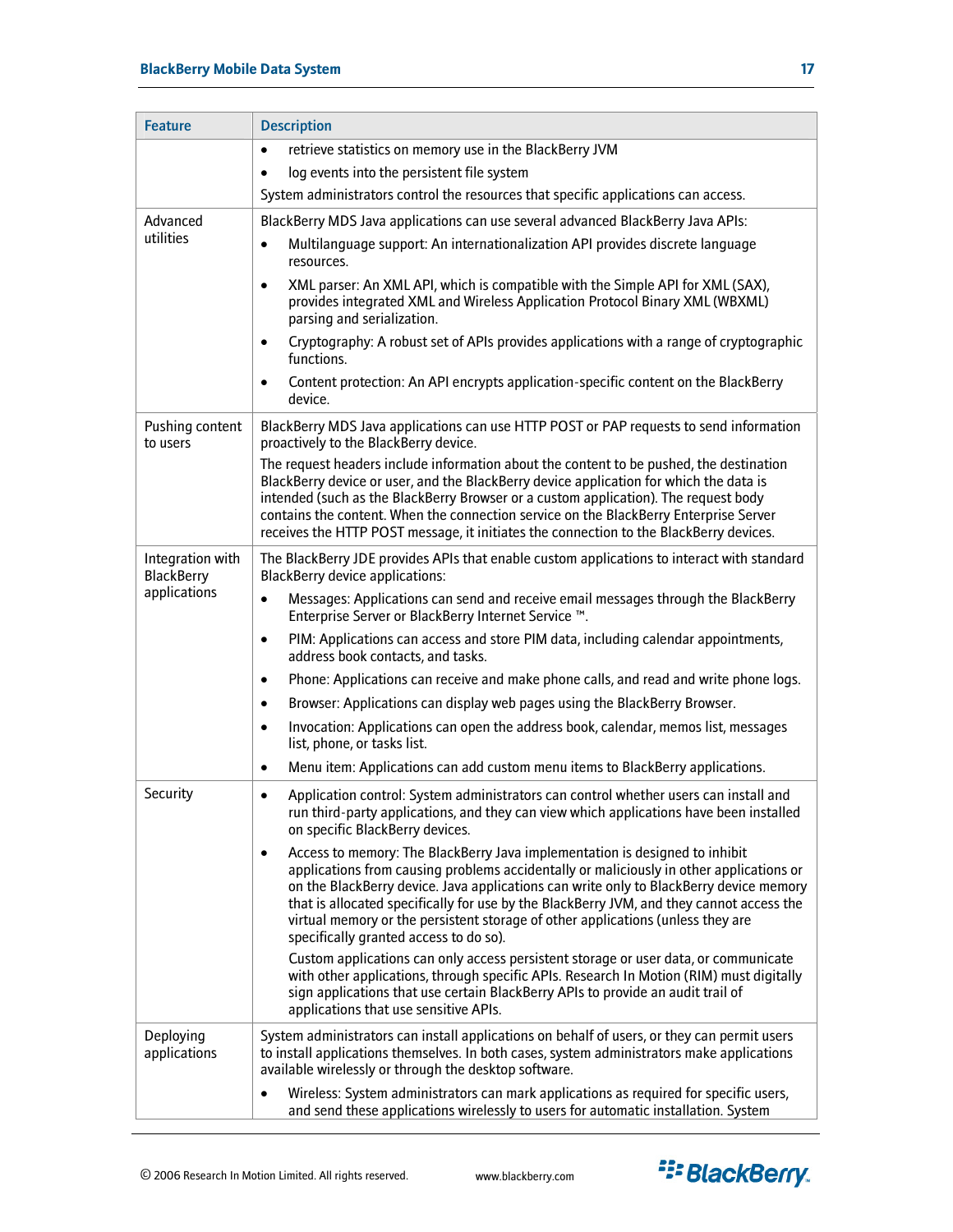| Feature | Description |
|---|---|
| | • retrieve statistics on memory use in the BlackBerry JVM<br>• log events into the persistent file system<br>System administrators control the resources that specific applications can access. |
| Advanced utilities | BlackBerry MDS Java applications can use several advanced BlackBerry Java APIs:<br>• Multilanguage support: An internationalization API provides discrete language resources.<br>• XML parser: An XML API, which is compatible with the Simple API for XML (SAX), provides integrated XML and Wireless Application Protocol Binary XML (WBXML) parsing and serialization.<br>• Cryptography: A robust set of APIs provides applications with a range of cryptographic functions.<br>• Content protection: An API encrypts application-specific content on the BlackBerry device. |
| Pushing content to users | BlackBerry MDS Java applications can use HTTP POST or PAP requests to send information proactively to the BlackBerry device.<br>The request headers include information about the content to be pushed, the destination BlackBerry device or user, and the BlackBerry device application for which the data is intended (such as the BlackBerry Browser or a custom application). The request body contains the content. When the connection service on the BlackBerry Enterprise Server receives the HTTP POST message, it initiates the connection to the BlackBerry devices. |
| Integration with BlackBerry applications | The BlackBerry JDE provides APIs that enable custom applications to interact with standard BlackBerry device applications:<br>• Messages: Applications can send and receive email messages through the BlackBerry Enterprise Server or BlackBerry Internet Service ™.<br>• PIM: Applications can access and store PIM data, including calendar appointments, address book contacts, and tasks.<br>• Phone: Applications can receive and make phone calls, and read and write phone logs.<br>• Browser: Applications can display web pages using the BlackBerry Browser.<br>• Invocation: Applications can open the address book, calendar, memos list, messages list, phone, or tasks list.<br>• Menu item: Applications can add custom menu items to BlackBerry applications. |
| Security | • Application control: System administrators can control whether users can install and run third-party applications, and they can view which applications have been installed on specific BlackBerry devices.<br>• Access to memory: The BlackBerry Java implementation is designed to inhibit applications from causing problems accidentally or maliciously in other applications or on the BlackBerry device. Java applications can write only to BlackBerry device memory that is allocated specifically for use by the BlackBerry JVM, and they cannot access the virtual memory or the persistent storage of other applications (unless they are specifically granted access to do so).<br>Custom applications can only access persistent storage or user data, or communicate with other applications, through specific APIs. Research In Motion (RIM) must digitally sign applications that use certain BlackBerry APIs to provide an audit trail of applications that use sensitive APIs. |
| Deploying applications | System administrators can install applications on behalf of users, or they can permit users to install applications themselves. In both cases, system administrators make applications available wirelessly or through the desktop software.<br>• Wireless: System administrators can mark applications as required for specific users, and send these applications wirelessly to users for automatic installation. System |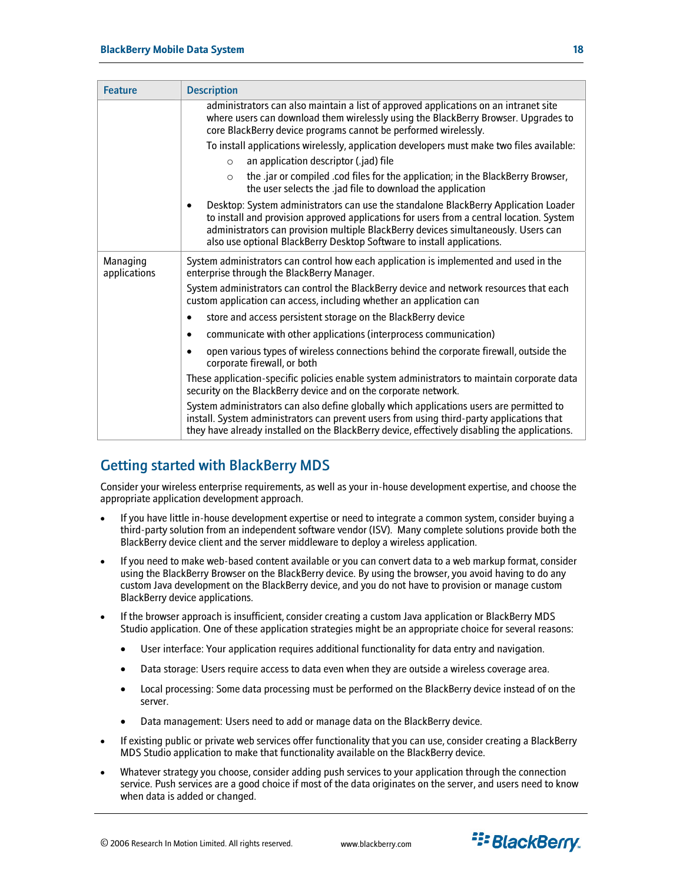| Feature | Description |
|---|---|
| | administrators can also maintain a list of approved applications on an intranet site where users can download them wirelessly using the BlackBerry Browser. Upgrades to core BlackBerry device programs cannot be performed wirelessly.<br><br>To install applications wirelessly, application developers must make two files available:<br>○ an application descriptor (.jad) file<br>○ the .jar or compiled .cod files for the application; in the BlackBerry Browser, the user selects the .jad file to download the application<br><br>• Desktop: System administrators can use the standalone BlackBerry Application Loader to install and provision approved applications for users from a central location. System administrators can provision multiple BlackBerry devices simultaneously. Users can also use optional BlackBerry Desktop Software to install applications. |
| Managing applications | System administrators can control how each application is implemented and used in the enterprise through the BlackBerry Manager.<br><br>System administrators can control the BlackBerry device and network resources that each custom application can access, including whether an application can<br>• store and access persistent storage on the BlackBerry device<br>• communicate with other applications (interprocess communication)<br>• open various types of wireless connections behind the corporate firewall, outside the corporate firewall, or both<br><br>These application-specific policies enable system administrators to maintain corporate data security on the BlackBerry device and on the corporate network.<br><br>System administrators can also define globally which applications users are permitted to install. System administrators can prevent users from using third-party applications that they have already installed on the BlackBerry device, effectively disabling the applications. |

## Getting started with BlackBerry MDS

Consider your wireless enterprise requirements, as well as your in-house development expertise, and choose the appropriate application development approach.

- If you have little in-house development expertise or need to integrate a common system, consider buying a third-party solution from an independent software vendor (ISV). Many complete solutions provide both the BlackBerry device client and the server middleware to deploy a wireless application.
- If you need to make web-based content available or you can convert data to a web markup format, consider using the BlackBerry Browser on the BlackBerry device. By using the browser, you avoid having to do any custom Java development on the BlackBerry device, and you do not have to provision or manage custom BlackBerry device applications.
- If the browser approach is insufficient, consider creating a custom Java application or BlackBerry MDS Studio application. One of these application strategies might be an appropriate choice for several reasons:
  - User interface: Your application requires additional functionality for data entry and navigation.
  - Data storage: Users require access to data even when they are outside a wireless coverage area.
  - Local processing: Some data processing must be performed on the BlackBerry device instead of on the server.
  - Data management: Users need to add or manage data on the BlackBerry device.
- If existing public or private web services offer functionality that you can use, consider creating a BlackBerry MDS Studio application to make that functionality available on the BlackBerry device.
- Whatever strategy you choose, consider adding push services to your application through the connection service. Push services are a good choice if most of the data originates on the server, and users need to know when data is added or changed.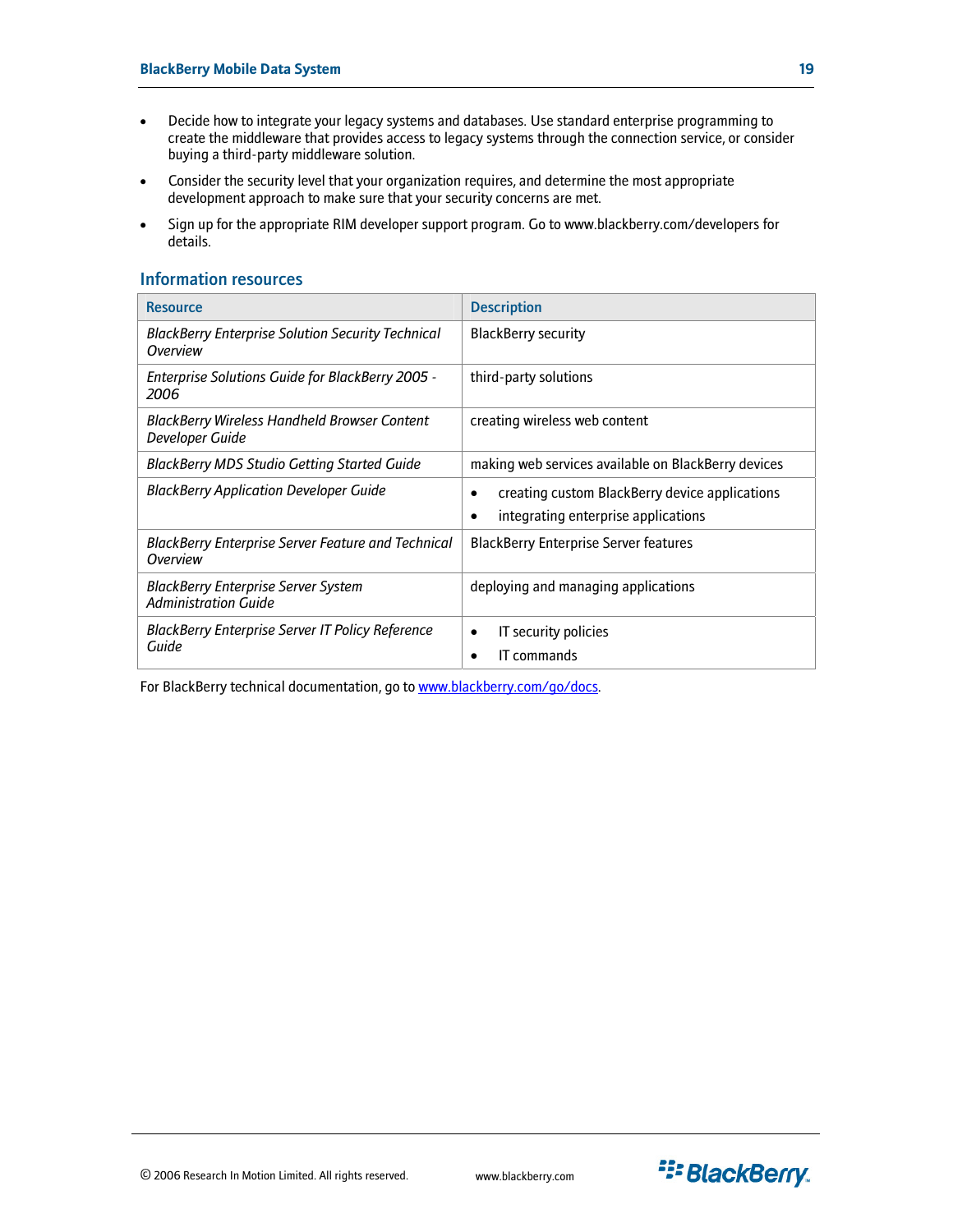- Decide how to integrate your legacy systems and databases. Use standard enterprise programming to create the middleware that provides access to legacy systems through the connection service, or consider buying a third-party middleware solution.
- Consider the security level that your organization requires, and determine the most appropriate development approach to make sure that your security concerns are met.
- Sign up for the appropriate RIM developer support program. Go to www.blackberry.com/developers for details.

## Information resources

| Resource | Description |
|---|---|
| *BlackBerry Enterprise Solution Security Technical Overview* | BlackBerry security |
| *Enterprise Solutions Guide for BlackBerry 2005 - 2006* | third-party solutions |
| *BlackBerry Wireless Handheld Browser Content Developer Guide* | creating wireless web content |
| *BlackBerry MDS Studio Getting Started Guide* | making web services available on BlackBerry devices |
| *BlackBerry Application Developer Guide* | • creating custom BlackBerry device applications<br>• integrating enterprise applications |
| *BlackBerry Enterprise Server Feature and Technical Overview* | BlackBerry Enterprise Server features |
| *BlackBerry Enterprise Server System Administration Guide* | deploying and managing applications |
| *BlackBerry Enterprise Server IT Policy Reference Guide* | • IT security policies<br>• IT commands |

For BlackBerry technical documentation, go to www.blackberry.com/go/docs.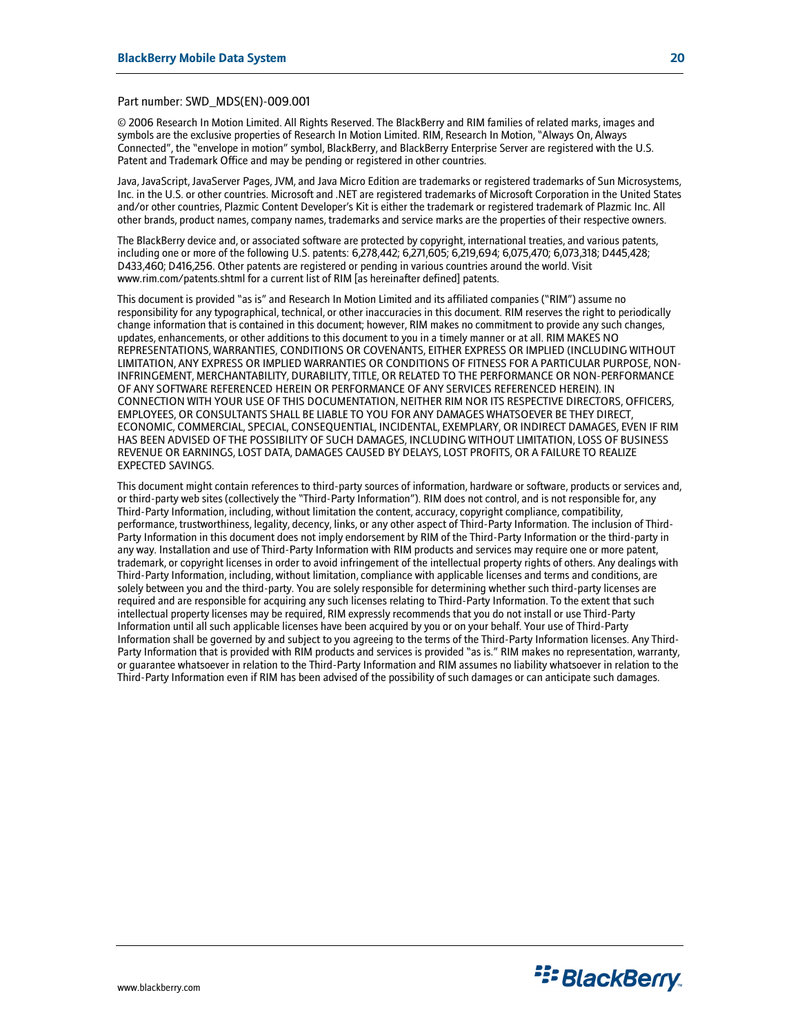Part number: SWD_MDS(EN)-009.001

© 2006 Research In Motion Limited. All Rights Reserved. The BlackBerry and RIM families of related marks, images and symbols are the exclusive properties of Research In Motion Limited. RIM, Research In Motion, "Always On, Always Connected", the "envelope in motion" symbol, BlackBerry, and BlackBerry Enterprise Server are registered with the U.S. Patent and Trademark Office and may be pending or registered in other countries.

Java, JavaScript, JavaServer Pages, JVM, and Java Micro Edition are trademarks or registered trademarks of Sun Microsystems, Inc. in the U.S. or other countries. Microsoft and .NET are registered trademarks of Microsoft Corporation in the United States and/or other countries, Plazmic Content Developer's Kit is either the trademark or registered trademark of Plazmic Inc. All other brands, product names, company names, trademarks and service marks are the properties of their respective owners.

The BlackBerry device and, or associated software are protected by copyright, international treaties, and various patents, including one or more of the following U.S. patents: 6,278,442; 6,271,605; 6,219,694; 6,075,470; 6,073,318; D445,428; D433,460; D416,256. Other patents are registered or pending in various countries around the world. Visit www.rim.com/patents.shtml for a current list of RIM [as hereinafter defined] patents.

This document is provided "as is" and Research In Motion Limited and its affiliated companies ("RIM") assume no responsibility for any typographical, technical, or other inaccuracies in this document. RIM reserves the right to periodically change information that is contained in this document; however, RIM makes no commitment to provide any such changes, updates, enhancements, or other additions to this document to you in a timely manner or at all. RIM MAKES NO REPRESENTATIONS, WARRANTIES, CONDITIONS OR COVENANTS, EITHER EXPRESS OR IMPLIED (INCLUDING WITHOUT LIMITATION, ANY EXPRESS OR IMPLIED WARRANTIES OR CONDITIONS OF FITNESS FOR A PARTICULAR PURPOSE, NON-INFRINGEMENT, MERCHANTABILITY, DURABILITY, TITLE, OR RELATED TO THE PERFORMANCE OR NON-PERFORMANCE OF ANY SOFTWARE REFERENCED HEREIN OR PERFORMANCE OF ANY SERVICES REFERENCED HEREIN). IN CONNECTION WITH YOUR USE OF THIS DOCUMENTATION, NEITHER RIM NOR ITS RESPECTIVE DIRECTORS, OFFICERS, EMPLOYEES, OR CONSULTANTS SHALL BE LIABLE TO YOU FOR ANY DAMAGES WHATSOEVER BE THEY DIRECT, ECONOMIC, COMMERCIAL, SPECIAL, CONSEQUENTIAL, INCIDENTAL, EXEMPLARY, OR INDIRECT DAMAGES, EVEN IF RIM HAS BEEN ADVISED OF THE POSSIBILITY OF SUCH DAMAGES, INCLUDING WITHOUT LIMITATION, LOSS OF BUSINESS REVENUE OR EARNINGS, LOST DATA, DAMAGES CAUSED BY DELAYS, LOST PROFITS, OR A FAILURE TO REALIZE EXPECTED SAVINGS.

This document might contain references to third-party sources of information, hardware or software, products or services and, or third-party web sites (collectively the "Third-Party Information"). RIM does not control, and is not responsible for, any Third-Party Information, including, without limitation the content, accuracy, copyright compliance, compatibility, performance, trustworthiness, legality, decency, links, or any other aspect of Third-Party Information. The inclusion of Third-Party Information in this document does not imply endorsement by RIM of the Third-Party Information or the third-party in any way. Installation and use of Third-Party Information with RIM products and services may require one or more patent, trademark, or copyright licenses in order to avoid infringement of the intellectual property rights of others. Any dealings with Third-Party Information, including, without limitation, compliance with applicable licenses and terms and conditions, are solely between you and the third-party. You are solely responsible for determining whether such third-party licenses are required and are responsible for acquiring any such licenses relating to Third-Party Information. To the extent that such intellectual property licenses may be required, RIM expressly recommends that you do not install or use Third-Party Information until all such applicable licenses have been acquired by you or on your behalf. Your use of Third-Party Information shall be governed by and subject to you agreeing to the terms of the Third-Party Information licenses. Any Third-Party Information that is provided with RIM products and services is provided "as is." RIM makes no representation, warranty, or guarantee whatsoever in relation to the Third-Party Information and RIM assumes no liability whatsoever in relation to the Third-Party Information even if RIM has been advised of the possibility of such damages or can anticipate such damages.